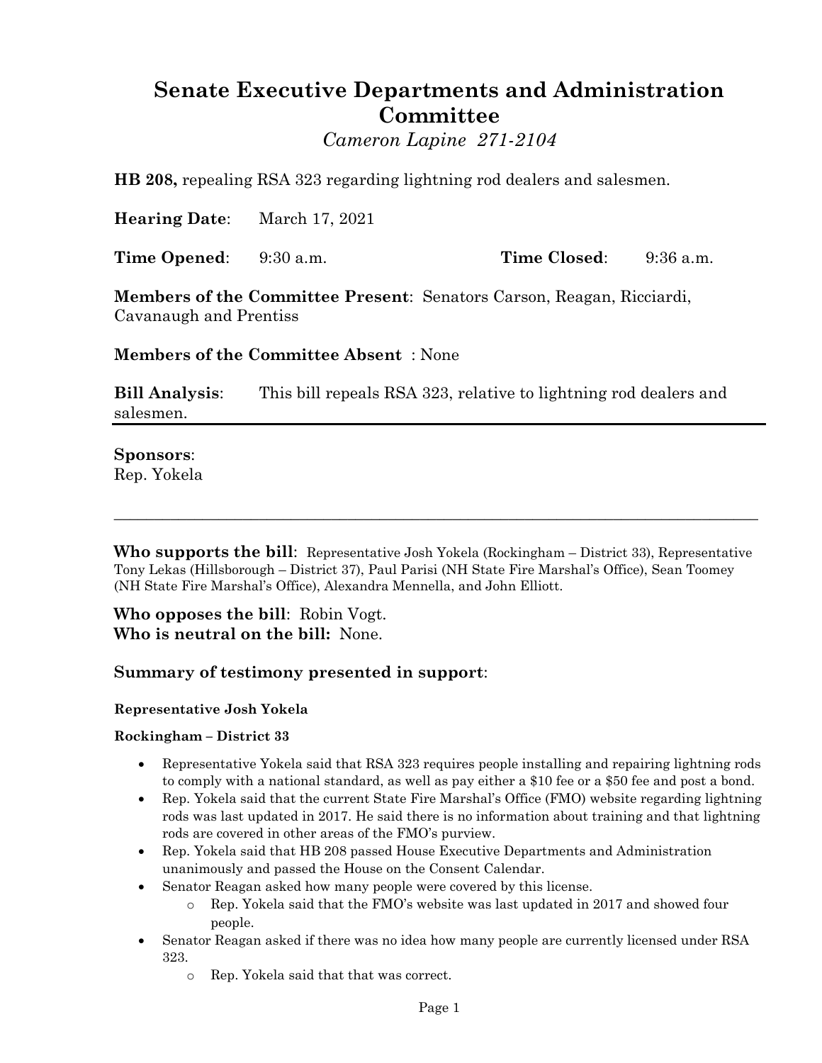# Senate Executive Departments and Administration Committee

*Cameron Lapine 271-2104*

**HB 208,** repealing RSA 323 regarding lightning rod dealers and salesmen.

**Hearing Date**: March 17, 2021

**Time Opened**: 9:30 a.m. **Time Closed**: 9:36 a.m.

**Members of the Committee Present**: Senators Carson, Reagan, Ricciardi, Cavanaugh and Prentiss

**Members of the Committee Absent** : None

**Bill Analysis**: This bill repeals RSA 323, relative to lightning rod dealers and salesmen.

**Sponsors**:
Rep. Yokela

---

**Who supports the bill**: Representative Josh Yokela (Rockingham – District 33), Representative Tony Lekas (Hillsborough – District 37), Paul Parisi (NH State Fire Marshal's Office), Sean Toomey (NH State Fire Marshal's Office), Alexandra Mennella, and John Elliott.

**Who opposes the bill**: Robin Vogt.

**Who is neutral on the bill:** None.

## Summary of testimony presented in support:

**Representative Josh Yokela**

**Rockingham – District 33**

- Representative Yokela said that RSA 323 requires people installing and repairing lightning rods to comply with a national standard, as well as pay either a $10 fee or a $50 fee and post a bond.
- Rep. Yokela said that the current State Fire Marshal's Office (FMO) website regarding lightning rods was last updated in 2017. He said there is no information about training and that lightning rods are covered in other areas of the FMO's purview.
- Rep. Yokela said that HB 208 passed House Executive Departments and Administration unanimously and passed the House on the Consent Calendar.
- Senator Reagan asked how many people were covered by this license.
  - Rep. Yokela said that the FMO's website was last updated in 2017 and showed four people.
- Senator Reagan asked if there was no idea how many people are currently licensed under RSA 323.
  - Rep. Yokela said that that was correct.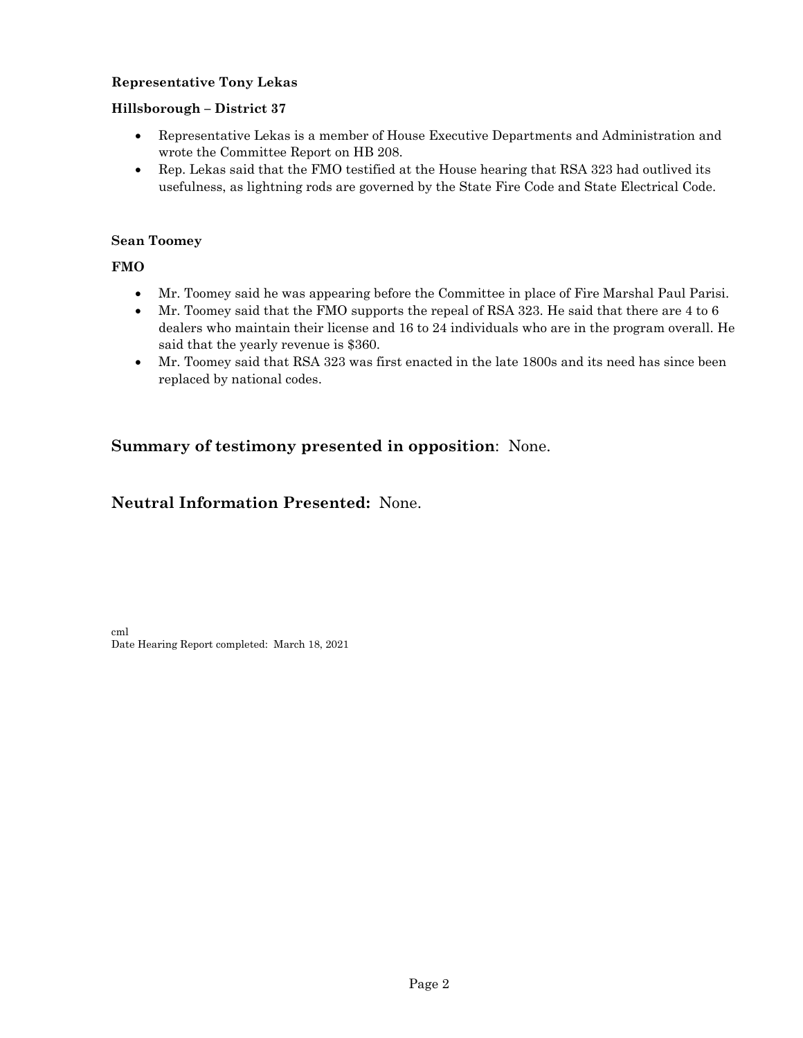**Representative Tony Lekas**

**Hillsborough – District 37**

- Representative Lekas is a member of House Executive Departments and Administration and wrote the Committee Report on HB 208.
- Rep. Lekas said that the FMO testified at the House hearing that RSA 323 had outlived its usefulness, as lightning rods are governed by the State Fire Code and State Electrical Code.

**Sean Toomey**

**FMO**

- Mr. Toomey said he was appearing before the Committee in place of Fire Marshal Paul Parisi.
- Mr. Toomey said that the FMO supports the repeal of RSA 323. He said that there are 4 to 6 dealers who maintain their license and 16 to 24 individuals who are in the program overall. He said that the yearly revenue is $360.
- Mr. Toomey said that RSA 323 was first enacted in the late 1800s and its need has since been replaced by national codes.

## **Summary of testimony presented in opposition**: None.

## **Neutral Information Presented:** None.

cml
Date Hearing Report completed: March 18, 2021